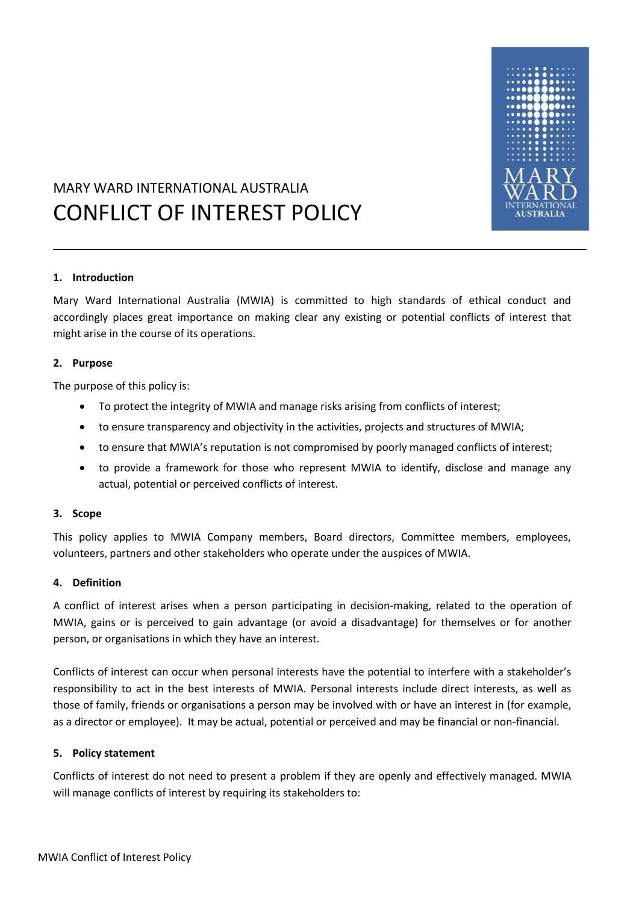MARY WARD INTERNATIONAL AUSTRALIA

# CONFLICT OF INTEREST POLICY

## 1. Introduction

Mary Ward International Australia (MWIA) is committed to high standards of ethical conduct and accordingly places great importance on making clear any existing or potential conflicts of interest that might arise in the course of its operations.

## 2. Purpose

The purpose of this policy is:

- To protect the integrity of MWIA and manage risks arising from conflicts of interest;
- to ensure transparency and objectivity in the activities, projects and structures of MWIA;
- to ensure that MWIA's reputation is not compromised by poorly managed conflicts of interest;
- to provide a framework for those who represent MWIA to identify, disclose and manage any actual, potential or perceived conflicts of interest.

## 3. Scope

This policy applies to MWIA Company members, Board directors, Committee members, employees, volunteers, partners and other stakeholders who operate under the auspices of MWIA.

## 4. Definition

A conflict of interest arises when a person participating in decision-making, related to the operation of MWIA, gains or is perceived to gain advantage (or avoid a disadvantage) for themselves or for another person, or organisations in which they have an interest.

Conflicts of interest can occur when personal interests have the potential to interfere with a stakeholder's responsibility to act in the best interests of MWIA. Personal interests include direct interests, as well as those of family, friends or organisations a person may be involved with or have an interest in (for example, as a director or employee). It may be actual, potential or perceived and may be financial or non-financial.

## 5. Policy statement

Conflicts of interest do not need to present a problem if they are openly and effectively managed. MWIA will manage conflicts of interest by requiring its stakeholders to: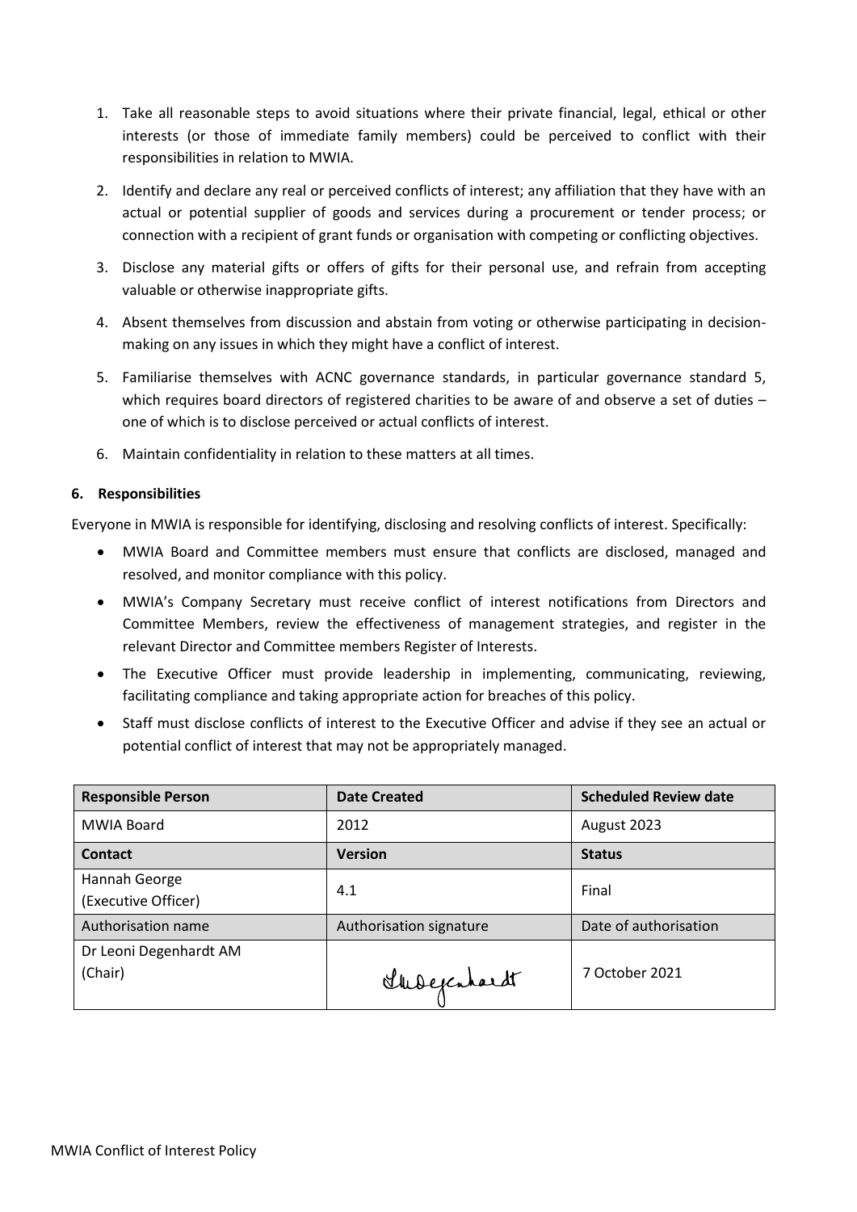1. Take all reasonable steps to avoid situations where their private financial, legal, ethical or other interests (or those of immediate family members) could be perceived to conflict with their responsibilities in relation to MWIA.
2. Identify and declare any real or perceived conflicts of interest; any affiliation that they have with an actual or potential supplier of goods and services during a procurement or tender process; or connection with a recipient of grant funds or organisation with competing or conflicting objectives.
3. Disclose any material gifts or offers of gifts for their personal use, and refrain from accepting valuable or otherwise inappropriate gifts.
4. Absent themselves from discussion and abstain from voting or otherwise participating in decision-making on any issues in which they might have a conflict of interest.
5. Familiarise themselves with ACNC governance standards, in particular governance standard 5, which requires board directors of registered charities to be aware of and observe a set of duties – one of which is to disclose perceived or actual conflicts of interest.
6. Maintain confidentiality in relation to these matters at all times.

### 6. Responsibilities

Everyone in MWIA is responsible for identifying, disclosing and resolving conflicts of interest. Specifically:

- MWIA Board and Committee members must ensure that conflicts are disclosed, managed and resolved, and monitor compliance with this policy.
- MWIA's Company Secretary must receive conflict of interest notifications from Directors and Committee Members, review the effectiveness of management strategies, and register in the relevant Director and Committee members Register of Interests.
- The Executive Officer must provide leadership in implementing, communicating, reviewing, facilitating compliance and taking appropriate action for breaches of this policy.
- Staff must disclose conflicts of interest to the Executive Officer and advise if they see an actual or potential conflict of interest that may not be appropriately managed.

| **Responsible Person** | **Date Created** | **Scheduled Review date** |
|---|---|---|
| MWIA Board | 2012 | August 2023 |
| **Contact** | **Version** | **Status** |
| Hannah George (Executive Officer) | 4.1 | Final |
| Authorisation name | Authorisation signature | Date of authorisation |
| Dr Leoni Degenhardt AM (Chair) | LDegenhardt | 7 October 2021 |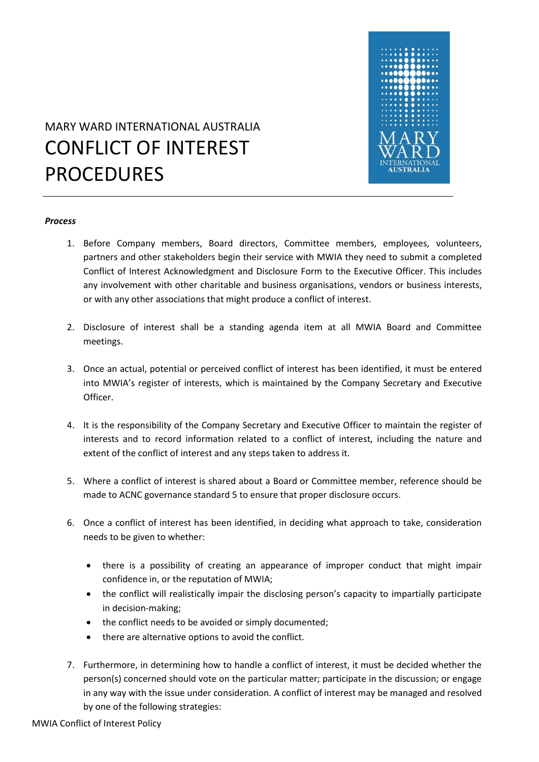MARY WARD INTERNATIONAL AUSTRALIA

# CONFLICT OF INTEREST PROCEDURES

***Process***

1. Before Company members, Board directors, Committee members, employees, volunteers, partners and other stakeholders begin their service with MWIA they need to submit a completed Conflict of Interest Acknowledgment and Disclosure Form to the Executive Officer. This includes any involvement with other charitable and business organisations, vendors or business interests, or with any other associations that might produce a conflict of interest.

2. Disclosure of interest shall be a standing agenda item at all MWIA Board and Committee meetings.

3. Once an actual, potential or perceived conflict of interest has been identified, it must be entered into MWIA's register of interests, which is maintained by the Company Secretary and Executive Officer.

4. It is the responsibility of the Company Secretary and Executive Officer to maintain the register of interests and to record information related to a conflict of interest, including the nature and extent of the conflict of interest and any steps taken to address it.

5. Where a conflict of interest is shared about a Board or Committee member, reference should be made to ACNC governance standard 5 to ensure that proper disclosure occurs.

6. Once a conflict of interest has been identified, in deciding what approach to take, consideration needs to be given to whether:

    - there is a possibility of creating an appearance of improper conduct that might impair confidence in, or the reputation of MWIA;
    - the conflict will realistically impair the disclosing person's capacity to impartially participate in decision-making;
    - the conflict needs to be avoided or simply documented;
    - there are alternative options to avoid the conflict.

7. Furthermore, in determining how to handle a conflict of interest, it must be decided whether the person(s) concerned should vote on the particular matter; participate in the discussion; or engage in any way with the issue under consideration. A conflict of interest may be managed and resolved by one of the following strategies: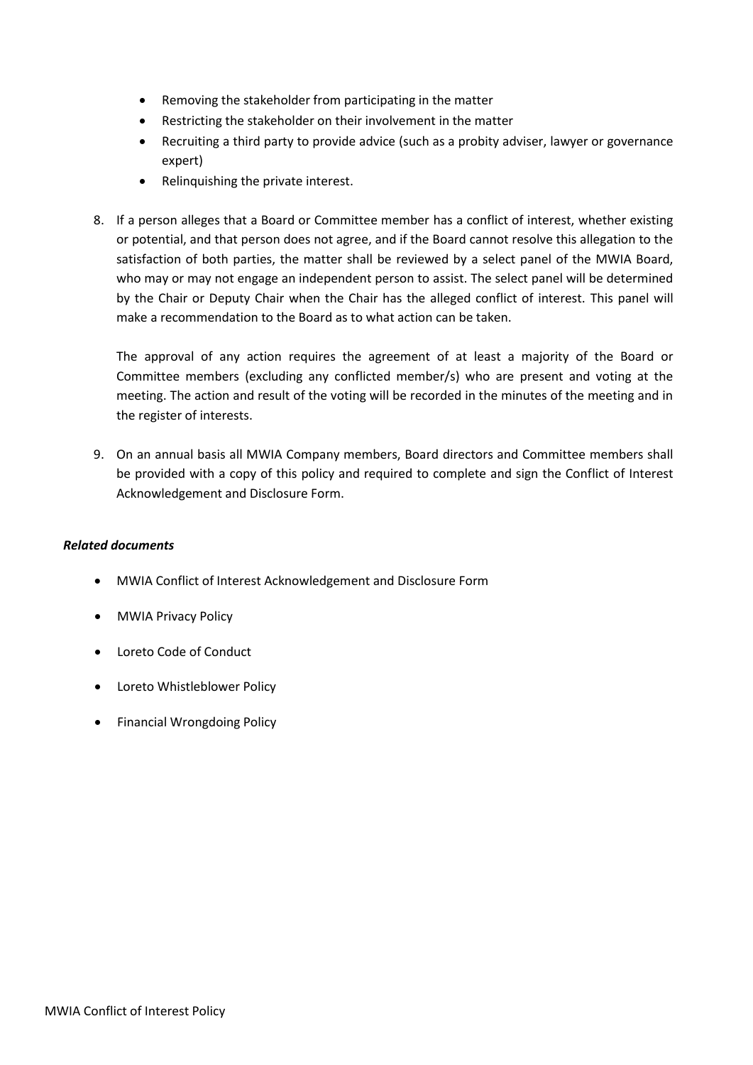- Removing the stakeholder from participating in the matter
- Restricting the stakeholder on their involvement in the matter
- Recruiting a third party to provide advice (such as a probity adviser, lawyer or governance expert)
- Relinquishing the private interest.

8. If a person alleges that a Board or Committee member has a conflict of interest, whether existing or potential, and that person does not agree, and if the Board cannot resolve this allegation to the satisfaction of both parties, the matter shall be reviewed by a select panel of the MWIA Board, who may or may not engage an independent person to assist. The select panel will be determined by the Chair or Deputy Chair when the Chair has the alleged conflict of interest. This panel will make a recommendation to the Board as to what action can be taken.

   The approval of any action requires the agreement of at least a majority of the Board or Committee members (excluding any conflicted member/s) who are present and voting at the meeting. The action and result of the voting will be recorded in the minutes of the meeting and in the register of interests.

9. On an annual basis all MWIA Company members, Board directors and Committee members shall be provided with a copy of this policy and required to complete and sign the Conflict of Interest Acknowledgement and Disclosure Form.

***Related documents***

- MWIA Conflict of Interest Acknowledgement and Disclosure Form
- MWIA Privacy Policy
- Loreto Code of Conduct
- Loreto Whistleblower Policy
- Financial Wrongdoing Policy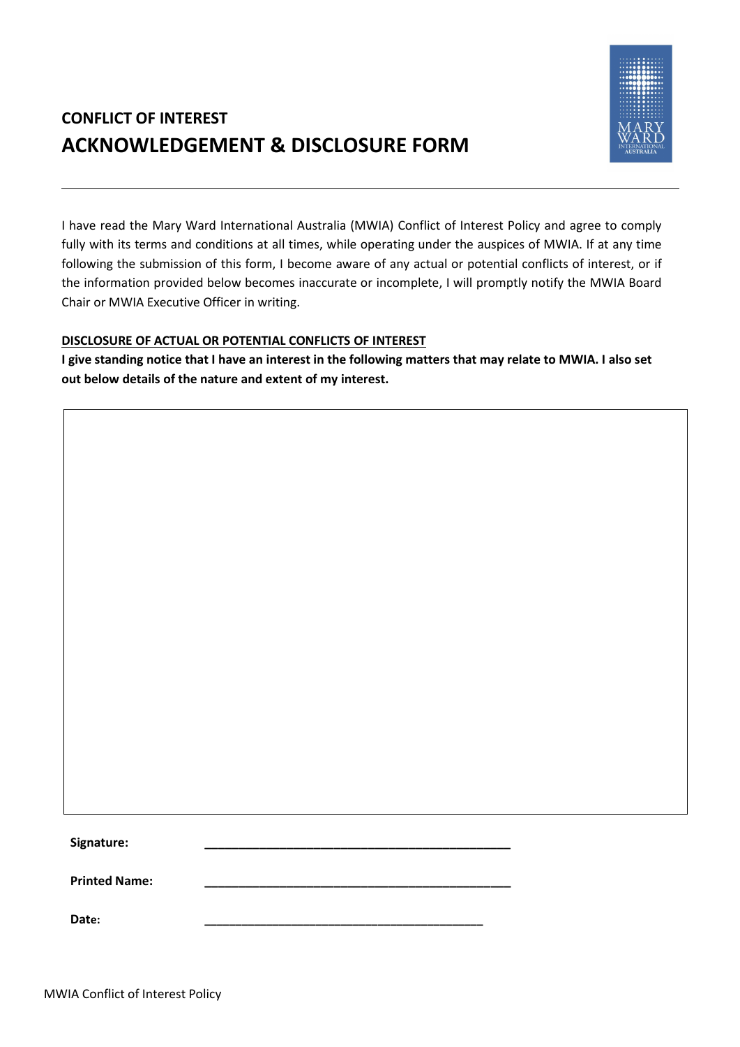# CONFLICT OF INTEREST
# ACKNOWLEDGEMENT & DISCLOSURE FORM

---

I have read the Mary Ward International Australia (MWIA) Conflict of Interest Policy and agree to comply fully with its terms and conditions at all times, while operating under the auspices of MWIA. If at any time following the submission of this form, I become aware of any actual or potential conflicts of interest, or if the information provided below becomes inaccurate or incomplete, I will promptly notify the MWIA Board Chair or MWIA Executive Officer in writing.

**DISCLOSURE OF ACTUAL OR POTENTIAL CONFLICTS OF INTEREST**

**I give standing notice that I have an interest in the following matters that may relate to MWIA. I also set out below details of the nature and extent of my interest.**

| |
|---|
| |

**Signature:** _______________________________________________

**Printed Name:** _______________________________________________

**Date:** ____________________________________________